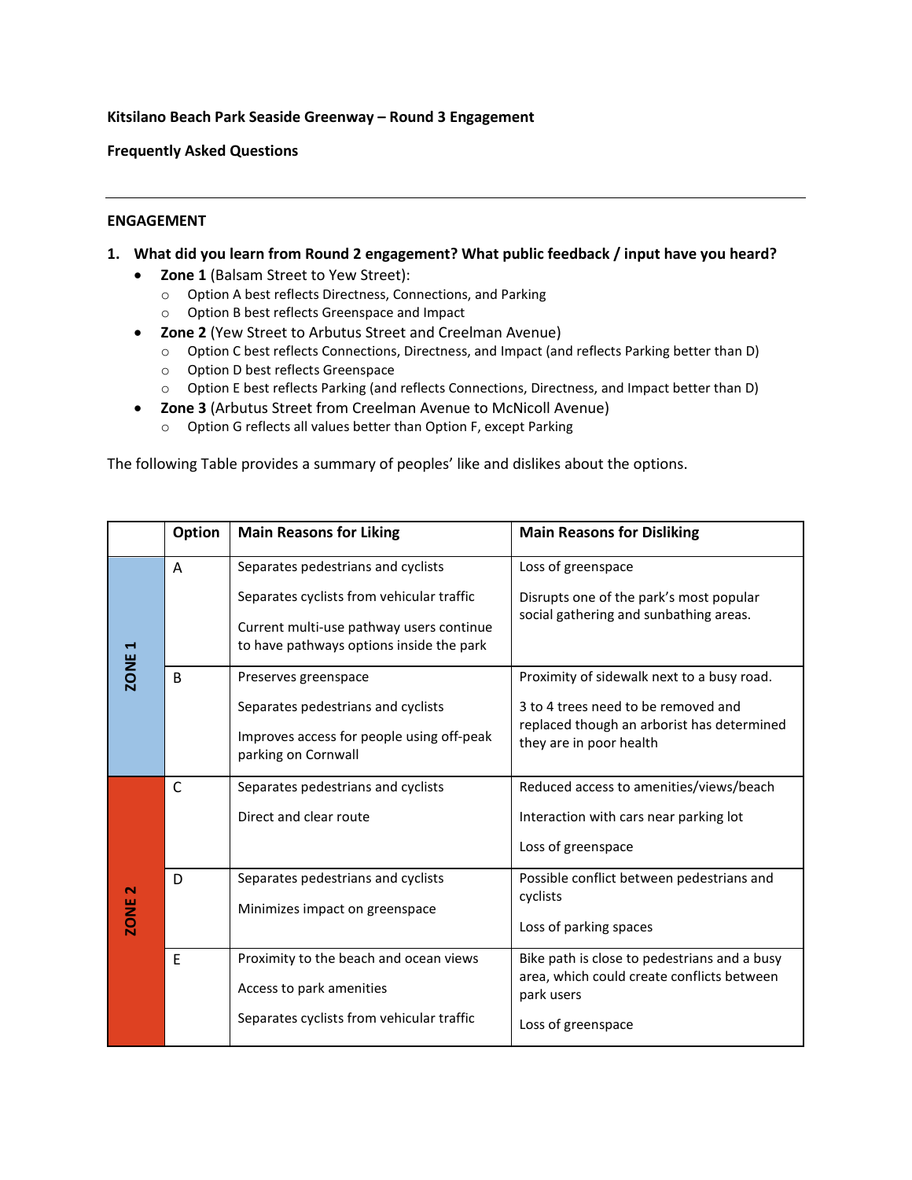**Kitsilano Beach Park Seaside Greenway – Round 3 Engagement**

**Frequently Asked Questions**

---

## ENGAGEMENT

### 1. What did you learn from Round 2 engagement? What public feedback / input have you heard?

- **Zone 1** (Balsam Street to Yew Street):
  - Option A best reflects Directness, Connections, and Parking
  - Option B best reflects Greenspace and Impact
- **Zone 2** (Yew Street to Arbutus Street and Creelman Avenue)
  - Option C best reflects Connections, Directness, and Impact (and reflects Parking better than D)
  - Option D best reflects Greenspace
  - Option E best reflects Parking (and reflects Connections, Directness, and Impact better than D)
- **Zone 3** (Arbutus Street from Creelman Avenue to McNicoll Avenue)
  - Option G reflects all values better than Option F, except Parking

The following Table provides a summary of peoples' like and dislikes about the options.

| | Option | Main Reasons for Liking | Main Reasons for Disliking |
|---|---|---|---|
| ZONE 1 | A | Separates pedestrians and cyclists<br><br>Separates cyclists from vehicular traffic<br><br>Current multi-use pathway users continue to have pathways options inside the park | Loss of greenspace<br><br>Disrupts one of the park's most popular social gathering and sunbathing areas. |
| | B | Preserves greenspace<br><br>Separates pedestrians and cyclists<br><br>Improves access for people using off-peak parking on Cornwall | Proximity of sidewalk next to a busy road.<br><br>3 to 4 trees need to be removed and replaced though an arborist has determined they are in poor health |
| ZONE 2 | C | Separates pedestrians and cyclists<br><br>Direct and clear route | Reduced access to amenities/views/beach<br><br>Interaction with cars near parking lot<br><br>Loss of greenspace |
| | D | Separates pedestrians and cyclists<br><br>Minimizes impact on greenspace | Possible conflict between pedestrians and cyclists<br><br>Loss of parking spaces |
| | E | Proximity to the beach and ocean views<br><br>Access to park amenities<br><br>Separates cyclists from vehicular traffic | Bike path is close to pedestrians and a busy area, which could create conflicts between park users<br><br>Loss of greenspace |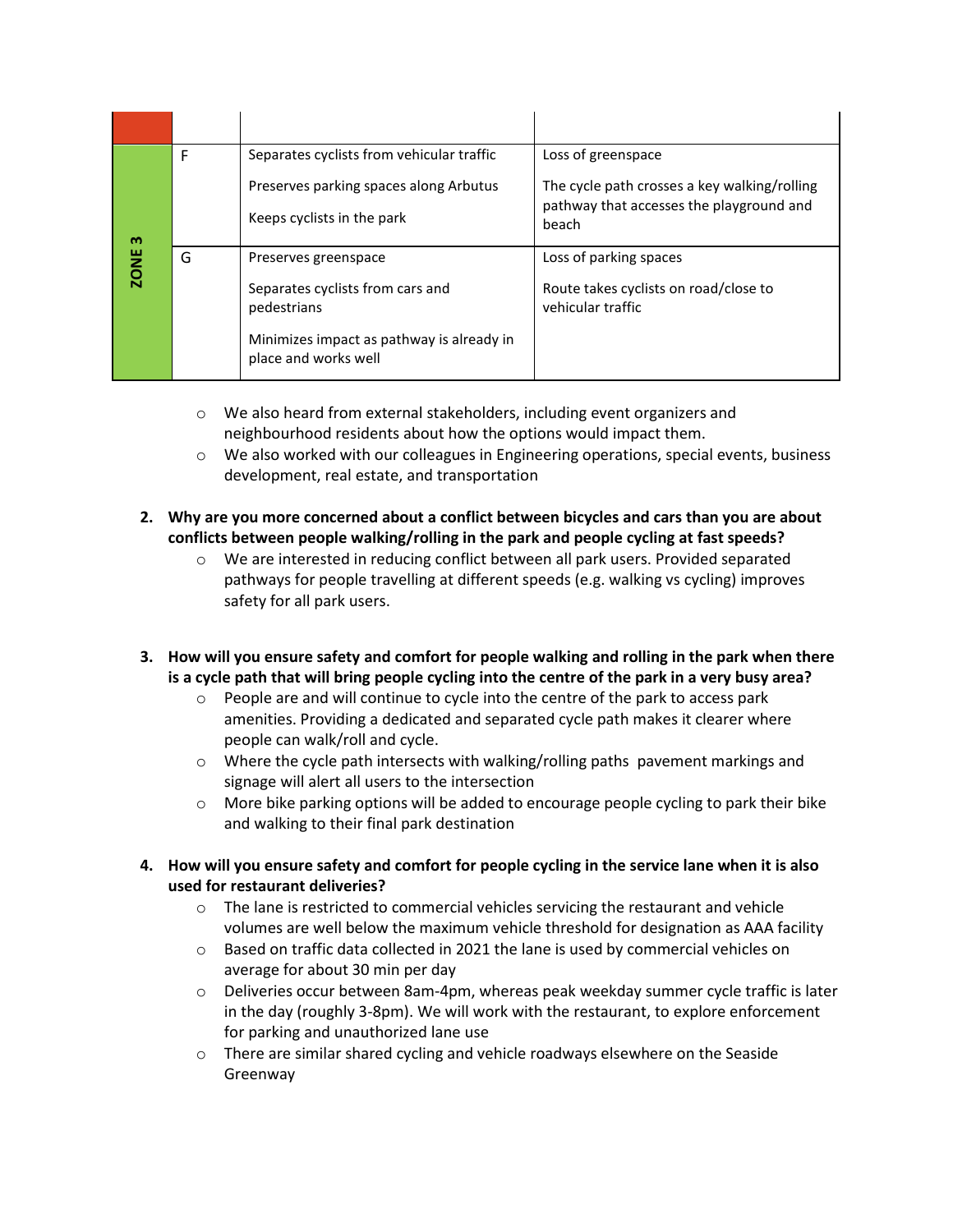| | | | |
|---|---|---|---|
| | | | |
| ZONE 3 | F | Separates cyclists from vehicular traffic<br><br>Preserves parking spaces along Arbutus<br><br>Keeps cyclists in the park | Loss of greenspace<br><br>The cycle path crosses a key walking/rolling pathway that accesses the playground and beach |
| | G | Preserves greenspace<br><br>Separates cyclists from cars and pedestrians<br><br>Minimizes impact as pathway is already in place and works well | Loss of parking spaces<br><br>Route takes cyclists on road/close to vehicular traffic |

- We also heard from external stakeholders, including event organizers and neighbourhood residents about how the options would impact them.
- We also worked with our colleagues in Engineering operations, special events, business development, real estate, and transportation

2. **Why are you more concerned about a conflict between bicycles and cars than you are about conflicts between people walking/rolling in the park and people cycling at fast speeds?**
   - We are interested in reducing conflict between all park users. Provided separated pathways for people travelling at different speeds (e.g. walking vs cycling) improves safety for all park users.

3. **How will you ensure safety and comfort for people walking and rolling in the park when there is a cycle path that will bring people cycling into the centre of the park in a very busy area?**
   - People are and will continue to cycle into the centre of the park to access park amenities. Providing a dedicated and separated cycle path makes it clearer where people can walk/roll and cycle.
   - Where the cycle path intersects with walking/rolling paths pavement markings and signage will alert all users to the intersection
   - More bike parking options will be added to encourage people cycling to park their bike and walking to their final park destination

4. **How will you ensure safety and comfort for people cycling in the service lane when it is also used for restaurant deliveries?**
   - The lane is restricted to commercial vehicles servicing the restaurant and vehicle volumes are well below the maximum vehicle threshold for designation as AAA facility
   - Based on traffic data collected in 2021 the lane is used by commercial vehicles on average for about 30 min per day
   - Deliveries occur between 8am-4pm, whereas peak weekday summer cycle traffic is later in the day (roughly 3-8pm). We will work with the restaurant, to explore enforcement for parking and unauthorized lane use
   - There are similar shared cycling and vehicle roadways elsewhere on the Seaside Greenway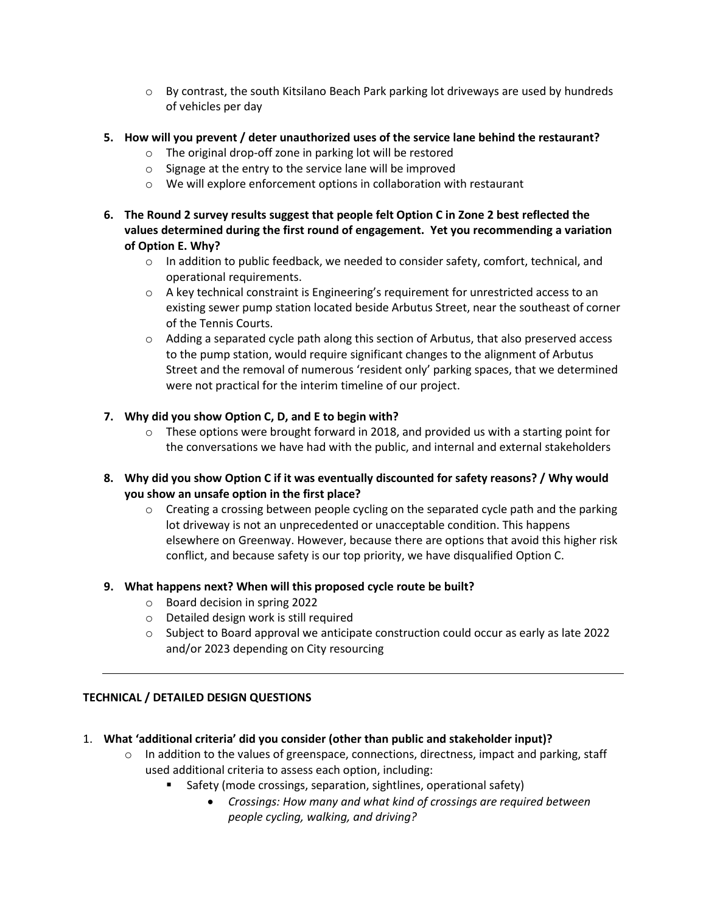- By contrast, the south Kitsilano Beach Park parking lot driveways are used by hundreds of vehicles per day

5. **How will you prevent / deter unauthorized uses of the service lane behind the restaurant?**
   - The original drop-off zone in parking lot will be restored
   - Signage at the entry to the service lane will be improved
   - We will explore enforcement options in collaboration with restaurant

6. **The Round 2 survey results suggest that people felt Option C in Zone 2 best reflected the values determined during the first round of engagement. Yet you recommending a variation of Option E. Why?**
   - In addition to public feedback, we needed to consider safety, comfort, technical, and operational requirements.
   - A key technical constraint is Engineering's requirement for unrestricted access to an existing sewer pump station located beside Arbutus Street, near the southeast of corner of the Tennis Courts.
   - Adding a separated cycle path along this section of Arbutus, that also preserved access to the pump station, would require significant changes to the alignment of Arbutus Street and the removal of numerous 'resident only' parking spaces, that we determined were not practical for the interim timeline of our project.

7. **Why did you show Option C, D, and E to begin with?**
   - These options were brought forward in 2018, and provided us with a starting point for the conversations we have had with the public, and internal and external stakeholders

8. **Why did you show Option C if it was eventually discounted for safety reasons? / Why would you show an unsafe option in the first place?**
   - Creating a crossing between people cycling on the separated cycle path and the parking lot driveway is not an unprecedented or unacceptable condition. This happens elsewhere on Greenway. However, because there are options that avoid this higher risk conflict, and because safety is our top priority, we have disqualified Option C.

9. **What happens next? When will this proposed cycle route be built?**
   - Board decision in spring 2022
   - Detailed design work is still required
   - Subject to Board approval we anticipate construction could occur as early as late 2022 and/or 2023 depending on City resourcing

---

## TECHNICAL / DETAILED DESIGN QUESTIONS

1. **What 'additional criteria' did you consider (other than public and stakeholder input)?**
   - In addition to the values of greenspace, connections, directness, impact and parking, staff used additional criteria to assess each option, including:
     - Safety (mode crossings, separation, sightlines, operational safety)
       - *Crossings: How many and what kind of crossings are required between people cycling, walking, and driving?*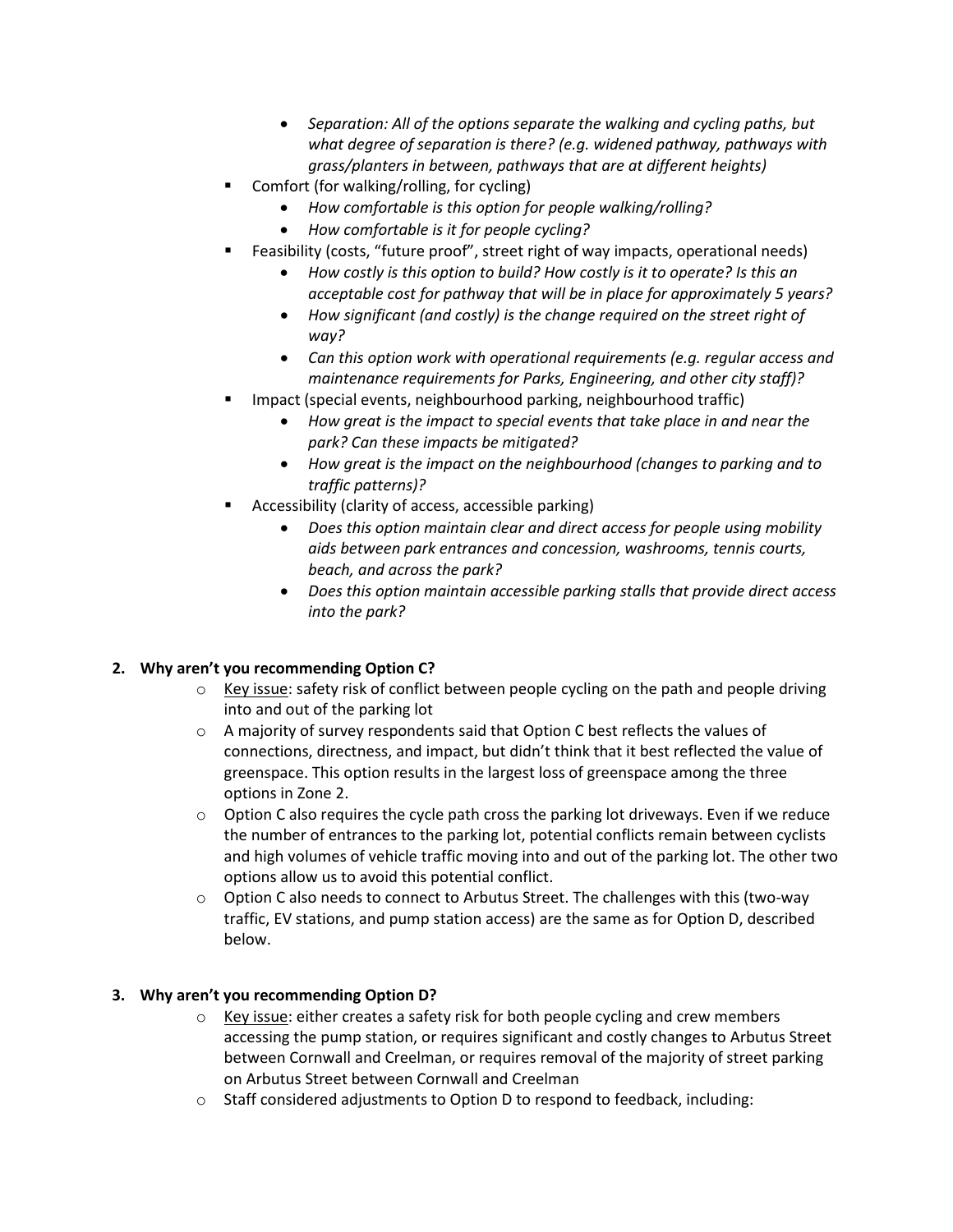- *Separation: All of the options separate the walking and cycling paths, but what degree of separation is there? (e.g. widened pathway, pathways with grass/planters in between, pathways that are at different heights)*
  - Comfort (for walking/rolling, for cycling)
    - *How comfortable is this option for people walking/rolling?*
    - *How comfortable is it for people cycling?*
  - Feasibility (costs, “future proof”, street right of way impacts, operational needs)
    - *How costly is this option to build? How costly is it to operate? Is this an acceptable cost for pathway that will be in place for approximately 5 years?*
    - *How significant (and costly) is the change required on the street right of way?*
    - *Can this option work with operational requirements (e.g. regular access and maintenance requirements for Parks, Engineering, and other city staff)?*
  - Impact (special events, neighbourhood parking, neighbourhood traffic)
    - *How great is the impact to special events that take place in and near the park? Can these impacts be mitigated?*
    - *How great is the impact on the neighbourhood (changes to parking and to traffic patterns)?*
  - Accessibility (clarity of access, accessible parking)
    - *Does this option maintain clear and direct access for people using mobility aids between park entrances and concession, washrooms, tennis courts, beach, and across the park?*
    - *Does this option maintain accessible parking stalls that provide direct access into the park?*

**2. Why aren’t you recommending Option C?**

- Key issue: safety risk of conflict between people cycling on the path and people driving into and out of the parking lot
- A majority of survey respondents said that Option C best reflects the values of connections, directness, and impact, but didn’t think that it best reflected the value of greenspace. This option results in the largest loss of greenspace among the three options in Zone 2.
- Option C also requires the cycle path cross the parking lot driveways. Even if we reduce the number of entrances to the parking lot, potential conflicts remain between cyclists and high volumes of vehicle traffic moving into and out of the parking lot. The other two options allow us to avoid this potential conflict.
- Option C also needs to connect to Arbutus Street. The challenges with this (two-way traffic, EV stations, and pump station access) are the same as for Option D, described below.

**3. Why aren’t you recommending Option D?**

- Key issue: either creates a safety risk for both people cycling and crew members accessing the pump station, or requires significant and costly changes to Arbutus Street between Cornwall and Creelman, or requires removal of the majority of street parking on Arbutus Street between Cornwall and Creelman
- Staff considered adjustments to Option D to respond to feedback, including: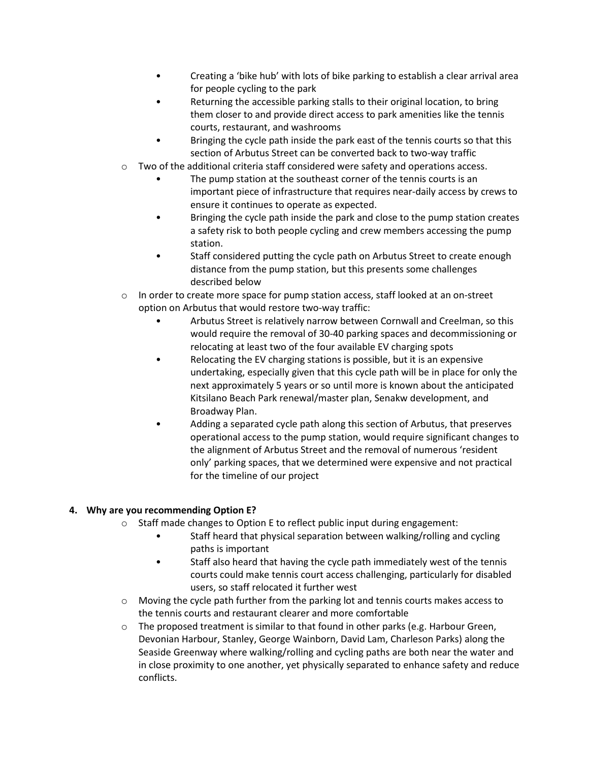- Creating a 'bike hub' with lots of bike parking to establish a clear arrival area for people cycling to the park
  - Returning the accessible parking stalls to their original location, to bring them closer to and provide direct access to park amenities like the tennis courts, restaurant, and washrooms
  - Bringing the cycle path inside the park east of the tennis courts so that this section of Arbutus Street can be converted back to two-way traffic
- Two of the additional criteria staff considered were safety and operations access.
  - The pump station at the southeast corner of the tennis courts is an important piece of infrastructure that requires near-daily access by crews to ensure it continues to operate as expected.
  - Bringing the cycle path inside the park and close to the pump station creates a safety risk to both people cycling and crew members accessing the pump station.
  - Staff considered putting the cycle path on Arbutus Street to create enough distance from the pump station, but this presents some challenges described below
- In order to create more space for pump station access, staff looked at an on-street option on Arbutus that would restore two-way traffic:
  - Arbutus Street is relatively narrow between Cornwall and Creelman, so this would require the removal of 30-40 parking spaces and decommissioning or relocating at least two of the four available EV charging spots
  - Relocating the EV charging stations is possible, but it is an expensive undertaking, especially given that this cycle path will be in place for only the next approximately 5 years or so until more is known about the anticipated Kitsilano Beach Park renewal/master plan, Senakw development, and Broadway Plan.
  - Adding a separated cycle path along this section of Arbutus, that preserves operational access to the pump station, would require significant changes to the alignment of Arbutus Street and the removal of numerous 'resident only' parking spaces, that we determined were expensive and not practical for the timeline of our project

**4. Why are you recommending Option E?**

- Staff made changes to Option E to reflect public input during engagement:
  - Staff heard that physical separation between walking/rolling and cycling paths is important
  - Staff also heard that having the cycle path immediately west of the tennis courts could make tennis court access challenging, particularly for disabled users, so staff relocated it further west
- Moving the cycle path further from the parking lot and tennis courts makes access to the tennis courts and restaurant clearer and more comfortable
- The proposed treatment is similar to that found in other parks (e.g. Harbour Green, Devonian Harbour, Stanley, George Wainborn, David Lam, Charleson Parks) along the Seaside Greenway where walking/rolling and cycling paths are both near the water and in close proximity to one another, yet physically separated to enhance safety and reduce conflicts.